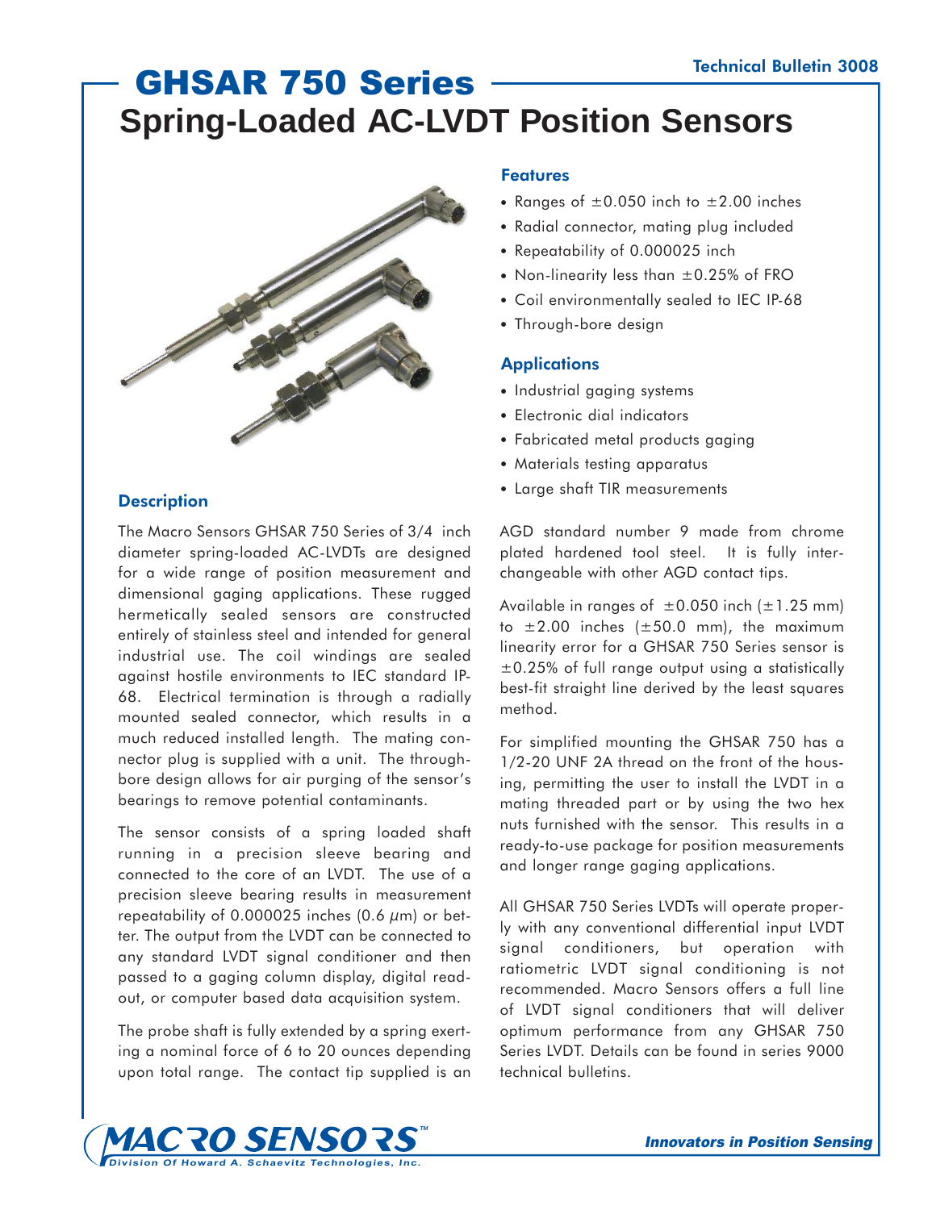# GHSAR 750 Series

## Spring-Loaded AC-LVDT Position Sensors

Technical Bulletin 3008

### Features

- Ranges of ±0.050 inch to ±2.00 inches
- Radial connector, mating plug included
- Repeatability of 0.000025 inch
- Non-linearity less than ±0.25% of FRO
- Coil environmentally sealed to IEC IP-68
- Through-bore design

### Applications

- Industrial gaging systems
- Electronic dial indicators
- Fabricated metal products gaging
- Materials testing apparatus
- Large shaft TIR measurements

### Description

The Macro Sensors GHSAR 750 Series of 3/4 inch diameter spring-loaded AC-LVDTs are designed for a wide range of position measurement and dimensional gaging applications. These rugged hermetically sealed sensors are constructed entirely of stainless steel and intended for general industrial use. The coil windings are sealed against hostile environments to IEC standard IP-68. Electrical termination is through a radially mounted sealed connector, which results in a much reduced installed length. The mating connector plug is supplied with a unit. The through-bore design allows for air purging of the sensor's bearings to remove potential contaminants.

The sensor consists of a spring loaded shaft running in a precision sleeve bearing and connected to the core of an LVDT. The use of a precision sleeve bearing results in measurement repeatability of 0.000025 inches (0.6 μm) or better. The output from the LVDT can be connected to any standard LVDT signal conditioner and then passed to a gaging column display, digital readout, or computer based data acquisition system.

The probe shaft is fully extended by a spring exerting a nominal force of 6 to 20 ounces depending upon total range. The contact tip supplied is an AGD standard number 9 made from chrome plated hardened tool steel. It is fully interchangeable with other AGD contact tips.

Available in ranges of ±0.050 inch (±1.25 mm) to ±2.00 inches (±50.0 mm), the maximum linearity error for a GHSAR 750 Series sensor is ±0.25% of full range output using a statistically best-fit straight line derived by the least squares method.

For simplified mounting the GHSAR 750 has a 1/2-20 UNF 2A thread on the front of the housing, permitting the user to install the LVDT in a mating threaded part or by using the two hex nuts furnished with the sensor. This results in a ready-to-use package for position measurements and longer range gaging applications.

All GHSAR 750 Series LVDTs will operate properly with any conventional differential input LVDT signal conditioners, but operation with ratiometric LVDT signal conditioning is not recommended. Macro Sensors offers a full line of LVDT signal conditioners that will deliver optimum performance from any GHSAR 750 Series LVDT. Details can be found in series 9000 technical bulletins.

MACRO SENSORS™ — Division Of Howard A. Schaevitz Technologies, Inc.

*Innovators in Position Sensing*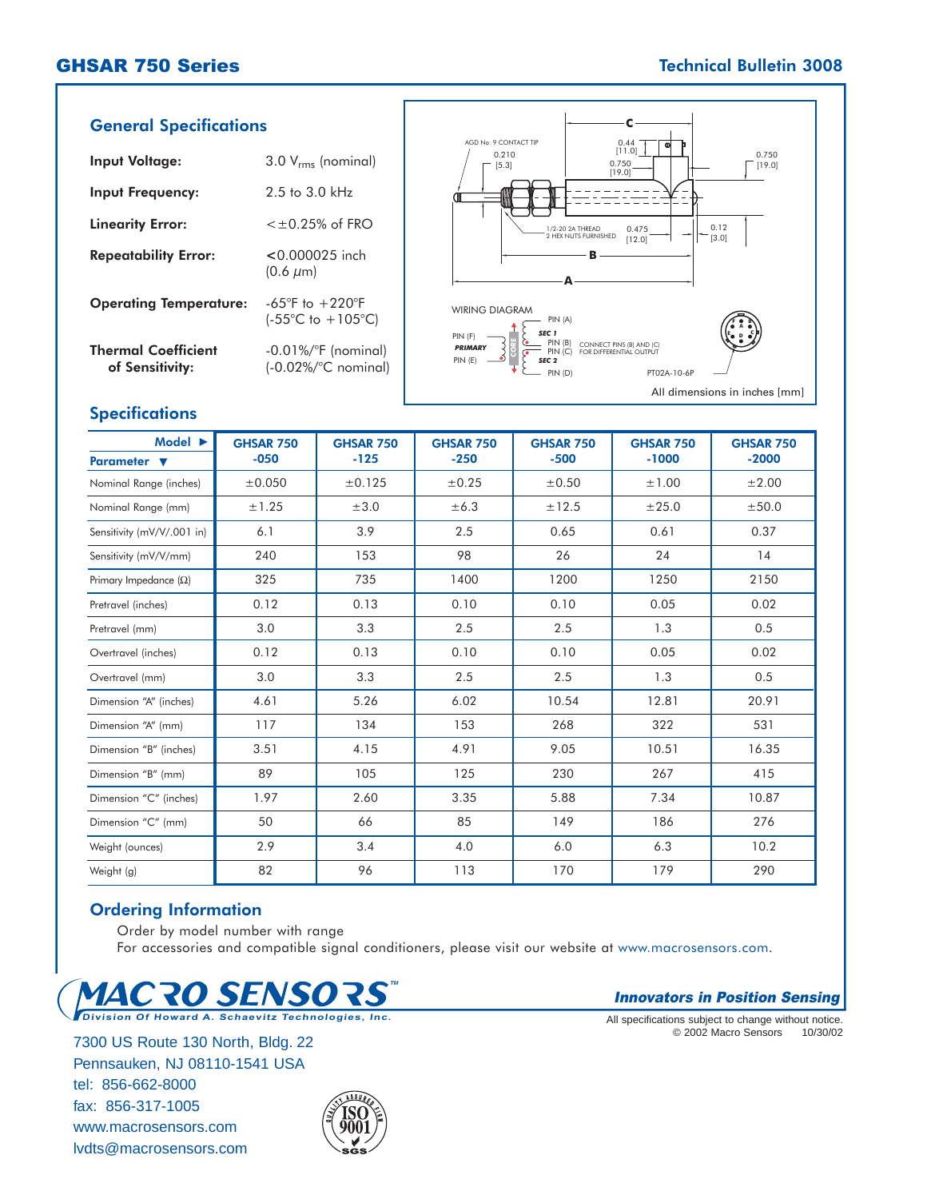## General Specifications

**Input Voltage:** 3.0 $V_{rms}$ (nominal)

**Input Frequency:** 2.5 to 3.0 kHz

**Linearity Error:** <±0.25% of FRO

**Repeatability Error:** <0.000025 inch (0.6 $\mu$m)

**Operating Temperature:** -65°F to +220°F (-55°C to +105°C)

**Thermal Coefficient of Sensitivity:** -0.01%/°F (nominal) (-0.02%/°C nominal)

AGD No. 9 CONTACT TIP
0.210 [5.3]
0.44 [11.0]
0.750 [19.0]
0.750 [19.0]
C
1/2-20 2A THREAD
2 HEX NUTS FURNISHED
0.475 [12.0]
0.12 [3.0]
B
A

WIRING DIAGRAM
PIN (A)
SEC 1
PIN (F)
PRIMARY
CORE
PIN (B)
PIN (C)
CONNECT PINS (B) AND (C) FOR DIFFERENTIAL OUTPUT
PIN (E)
SEC 2
PIN (D)
PT02A-10-6P

All dimensions in inches [mm]

## Specifications

| Model ► / Parameter ▼ | GHSAR 750 -050 | GHSAR 750 -125 | GHSAR 750 -250 | GHSAR 750 -500 | GHSAR 750 -1000 | GHSAR 750 -2000 |
|---|---|---|---|---|---|---|
| Nominal Range (inches) | ±0.050 | ±0.125 | ±0.25 | ±0.50 | ±1.00 | ±2.00 |
| Nominal Range (mm) | ±1.25 | ±3.0 | ±6.3 | ±12.5 | ±25.0 | ±50.0 |
| Sensitivity (mV/V/.001 in) | 6.1 | 3.9 | 2.5 | 0.65 | 0.61 | 0.37 |
| Sensitivity (mV/V/mm) | 240 | 153 | 98 | 26 | 24 | 14 |
| Primary Impedance (Ω) | 325 | 735 | 1400 | 1200 | 1250 | 2150 |
| Pretravel (inches) | 0.12 | 0.13 | 0.10 | 0.10 | 0.05 | 0.02 |
| Pretravel (mm) | 3.0 | 3.3 | 2.5 | 2.5 | 1.3 | 0.5 |
| Overtravel (inches) | 0.12 | 0.13 | 0.10 | 0.10 | 0.05 | 0.02 |
| Overtravel (mm) | 3.0 | 3.3 | 2.5 | 2.5 | 1.3 | 0.5 |
| Dimension "A" (inches) | 4.61 | 5.26 | 6.02 | 10.54 | 12.81 | 20.91 |
| Dimension "A" (mm) | 117 | 134 | 153 | 268 | 322 | 531 |
| Dimension "B" (inches) | 3.51 | 4.15 | 4.91 | 9.05 | 10.51 | 16.35 |
| Dimension "B" (mm) | 89 | 105 | 125 | 230 | 267 | 415 |
| Dimension "C" (inches) | 1.97 | 2.60 | 3.35 | 5.88 | 7.34 | 10.87 |
| Dimension "C" (mm) | 50 | 66 | 85 | 149 | 186 | 276 |
| Weight (ounces) | 2.9 | 3.4 | 4.0 | 6.0 | 6.3 | 10.2 |
| Weight (g) | 82 | 96 | 113 | 170 | 179 | 290 |

## Ordering Information

Order by model number with range

For accessories and compatible signal conditioners, please visit our website at www.macrosensors.com.

**MACRO SENSORS™**
*Division Of Howard A. Schaevitz Technologies, Inc.*

***Innovators in Position Sensing***

All specifications subject to change without notice.
© 2002 Macro Sensors 10/30/02

7300 US Route 130 North, Bldg. 22
Pennsauken, NJ 08110-1541 USA
tel: 856-662-8000
fax: 856-317-1005
www.macrosensors.com
lvdts@macrosensors.com

QUALITY ASSURED FIRM ISO 9001 SGS